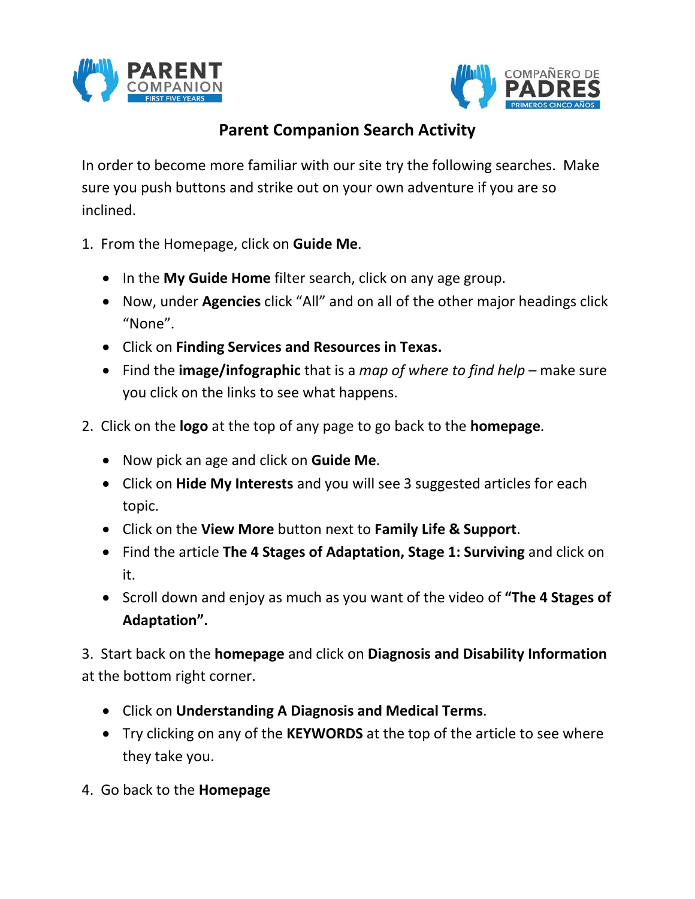# Parent Companion Search Activity

In order to become more familiar with our site try the following searches. Make sure you push buttons and strike out on your own adventure if you are so inclined.

1. From the Homepage, click on **Guide Me**.
   - In the **My Guide Home** filter search, click on any age group.
   - Now, under **Agencies** click "All" and on all of the other major headings click "None".
   - Click on **Finding Services and Resources in Texas.**
   - Find the **image/infographic** that is a *map of where to find help* – make sure you click on the links to see what happens.

2. Click on the **logo** at the top of any page to go back to the **homepage**.
   - Now pick an age and click on **Guide Me**.
   - Click on **Hide My Interests** and you will see 3 suggested articles for each topic.
   - Click on the **View More** button next to **Family Life & Support**.
   - Find the article **The 4 Stages of Adaptation, Stage 1: Surviving** and click on it.
   - Scroll down and enjoy as much as you want of the video of **"The 4 Stages of Adaptation".**

3. Start back on the **homepage** and click on **Diagnosis and Disability Information** at the bottom right corner.
   - Click on **Understanding A Diagnosis and Medical Terms**.
   - Try clicking on any of the **KEYWORDS** at the top of the article to see where they take you.

4. Go back to the **Homepage**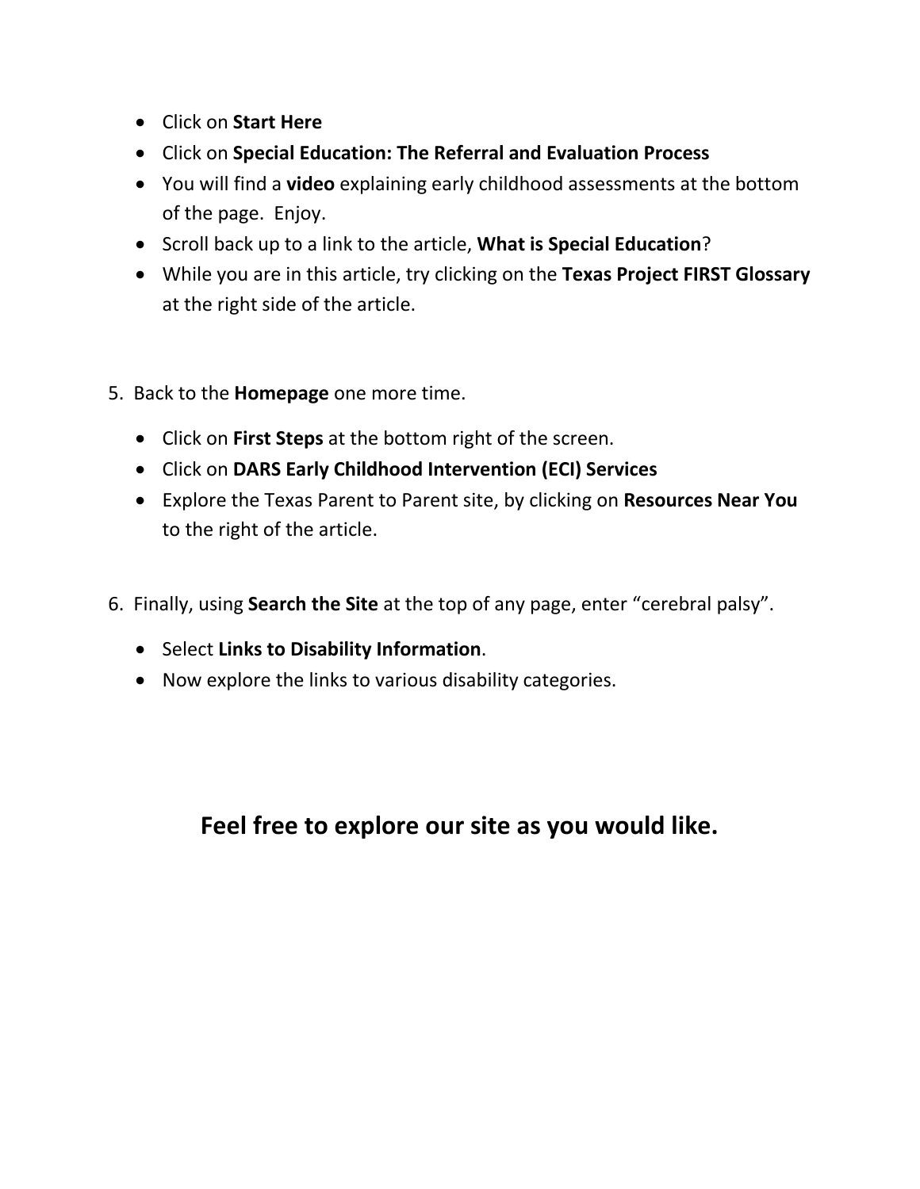- Click on **Start Here**
- Click on **Special Education: The Referral and Evaluation Process**
- You will find a **video** explaining early childhood assessments at the bottom of the page. Enjoy.
- Scroll back up to a link to the article, **What is Special Education**?
- While you are in this article, try clicking on the **Texas Project FIRST Glossary** at the right side of the article.

5. Back to the **Homepage** one more time.

   - Click on **First Steps** at the bottom right of the screen.
   - Click on **DARS Early Childhood Intervention (ECI) Services**
   - Explore the Texas Parent to Parent site, by clicking on **Resources Near You** to the right of the article.

6. Finally, using **Search the Site** at the top of any page, enter "cerebral palsy".

   - Select **Links to Disability Information**.
   - Now explore the links to various disability categories.

## Feel free to explore our site as you would like.